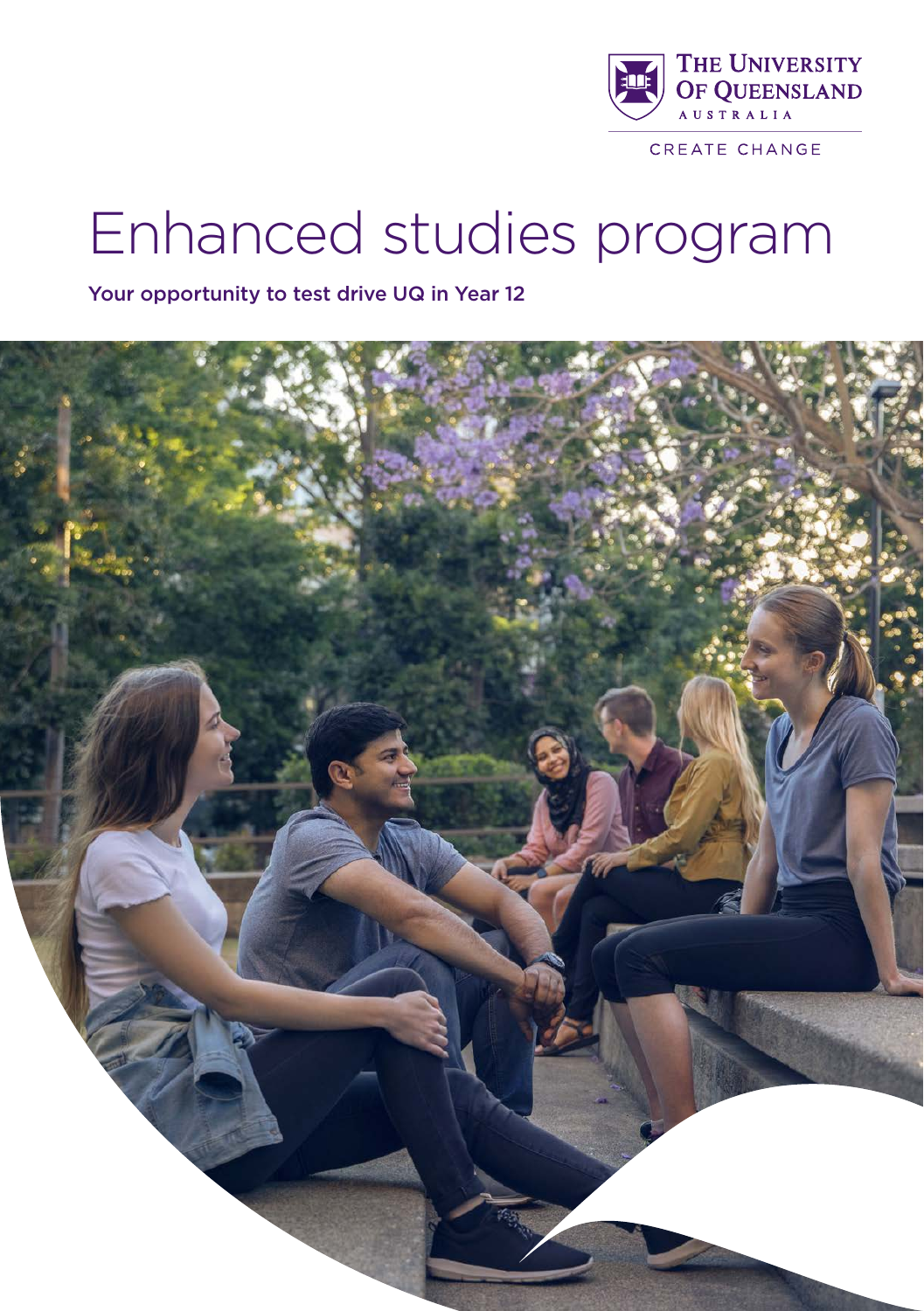The University of Queensland
Australia

CREATE CHANGE

# Enhanced studies program

**Your opportunity to test drive UQ in Year 12**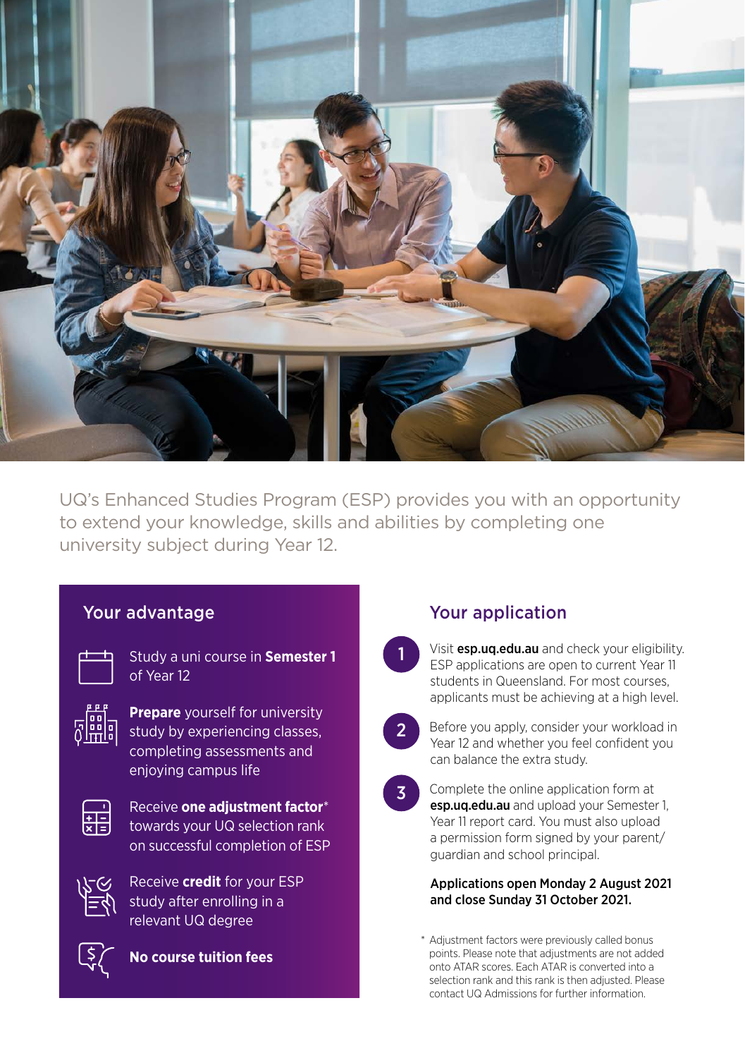UQ's Enhanced Studies Program (ESP) provides you with an opportunity to extend your knowledge, skills and abilities by completing one university subject during Year 12.

## Your advantage

- Study a uni course in **Semester 1** of Year 12
- **Prepare** yourself for university study by experiencing classes, completing assessments and enjoying campus life
- Receive **one adjustment factor*** towards your UQ selection rank on successful completion of ESP
- Receive **credit** for your ESP study after enrolling in a relevant UQ degree
- **No course tuition fees**

## Your application

1. Visit **esp.uq.edu.au** and check your eligibility. ESP applications are open to current Year 11 students in Queensland. For most courses, applicants must be achieving at a high level.
2. Before you apply, consider your workload in Year 12 and whether you feel confident you can balance the extra study.
3. Complete the online application form at **esp.uq.edu.au** and upload your Semester 1, Year 11 report card. You must also upload a permission form signed by your parent/guardian and school principal.

**Applications open Monday 2 August 2021 and close Sunday 31 October 2021.**

* Adjustment factors were previously called bonus points. Please note that adjustments are not added onto ATAR scores. Each ATAR is converted into a selection rank and this rank is then adjusted. Please contact UQ Admissions for further information.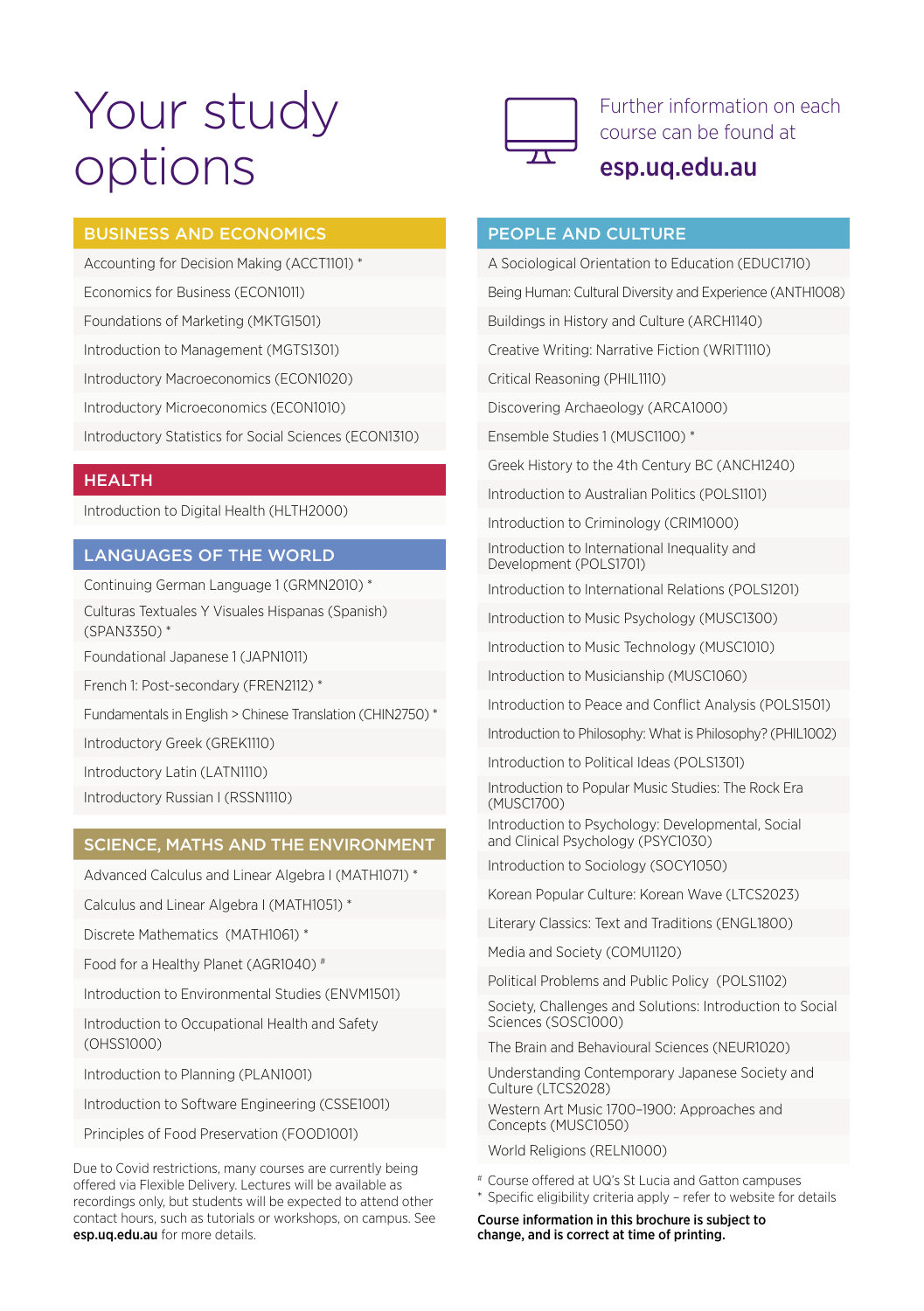# Your study options

Further information on each course can be found at

**esp.uq.edu.au**

## BUSINESS AND ECONOMICS

- Accounting for Decision Making (ACCT1101) *
- Economics for Business (ECON1011)
- Foundations of Marketing (MKTG1501)
- Introduction to Management (MGTS1301)
- Introductory Macroeconomics (ECON1020)
- Introductory Microeconomics (ECON1010)
- Introductory Statistics for Social Sciences (ECON1310)

## HEALTH

- Introduction to Digital Health (HLTH2000)

## LANGUAGES OF THE WORLD

- Continuing German Language 1 (GRMN2010) *
- Culturas Textuales Y Visuales Hispanas (Spanish) (SPAN3350) *
- Foundational Japanese 1 (JAPN1011)
- French 1: Post-secondary (FREN2112) *
- Fundamentals in English > Chinese Translation (CHIN2750) *
- Introductory Greek (GREK1110)
- Introductory Latin (LATN1110)
- Introductory Russian I (RSSN1110)

## SCIENCE, MATHS AND THE ENVIRONMENT

- Advanced Calculus and Linear Algebra I (MATH1071) *
- Calculus and Linear Algebra I (MATH1051) *
- Discrete Mathematics (MATH1061) *
- Food for a Healthy Planet (AGRI1040) #
- Introduction to Environmental Studies (ENVM1501)
- Introduction to Occupational Health and Safety (OHSS1000)
- Introduction to Planning (PLAN1001)
- Introduction to Software Engineering (CSSE1001)
- Principles of Food Preservation (FOOD1001)

Due to Covid restrictions, many courses are currently being offered via Flexible Delivery. Lectures will be available as recordings only, but students will be expected to attend other contact hours, such as tutorials or workshops, on campus. See **esp.uq.edu.au** for more details.

## PEOPLE AND CULTURE

- A Sociological Orientation to Education (EDUC1710)
- Being Human: Cultural Diversity and Experience (ANTH1008)
- Buildings in History and Culture (ARCH1140)
- Creative Writing: Narrative Fiction (WRIT1110)
- Critical Reasoning (PHIL1110)
- Discovering Archaeology (ARCA1000)
- Ensemble Studies 1 (MUSC1100) *
- Greek History to the 4th Century BC (ANCH1240)
- Introduction to Australian Politics (POLS1101)
- Introduction to Criminology (CRIM1000)
- Introduction to International Inequality and Development (POLS1701)
- Introduction to International Relations (POLS1201)
- Introduction to Music Psychology (MUSC1300)
- Introduction to Music Technology (MUSC1010)
- Introduction to Musicianship (MUSC1060)
- Introduction to Peace and Conflict Analysis (POLS1501)
- Introduction to Philosophy: What is Philosophy? (PHIL1002)
- Introduction to Political Ideas (POLS1301)
- Introduction to Popular Music Studies: The Rock Era (MUSC1700)
- Introduction to Psychology: Developmental, Social and Clinical Psychology (PSYC1030)
- Introduction to Sociology (SOCY1050)
- Korean Popular Culture: Korean Wave (LTCS2023)
- Literary Classics: Text and Traditions (ENGL1800)
- Media and Society (COMU1120)
- Political Problems and Public Policy (POLS1102)
- Society, Challenges and Solutions: Introduction to Social Sciences (SOSC1000)
- The Brain and Behavioural Sciences (NEUR1020)
- Understanding Contemporary Japanese Society and Culture (LTCS2028)
- Western Art Music 1700–1900: Approaches and Concepts (MUSC1050)
- World Religions (RELN1000)

# Course offered at UQ's St Lucia and Gatton campuses

* Specific eligibility criteria apply – refer to website for details

**Course information in this brochure is subject to change, and is correct at time of printing.**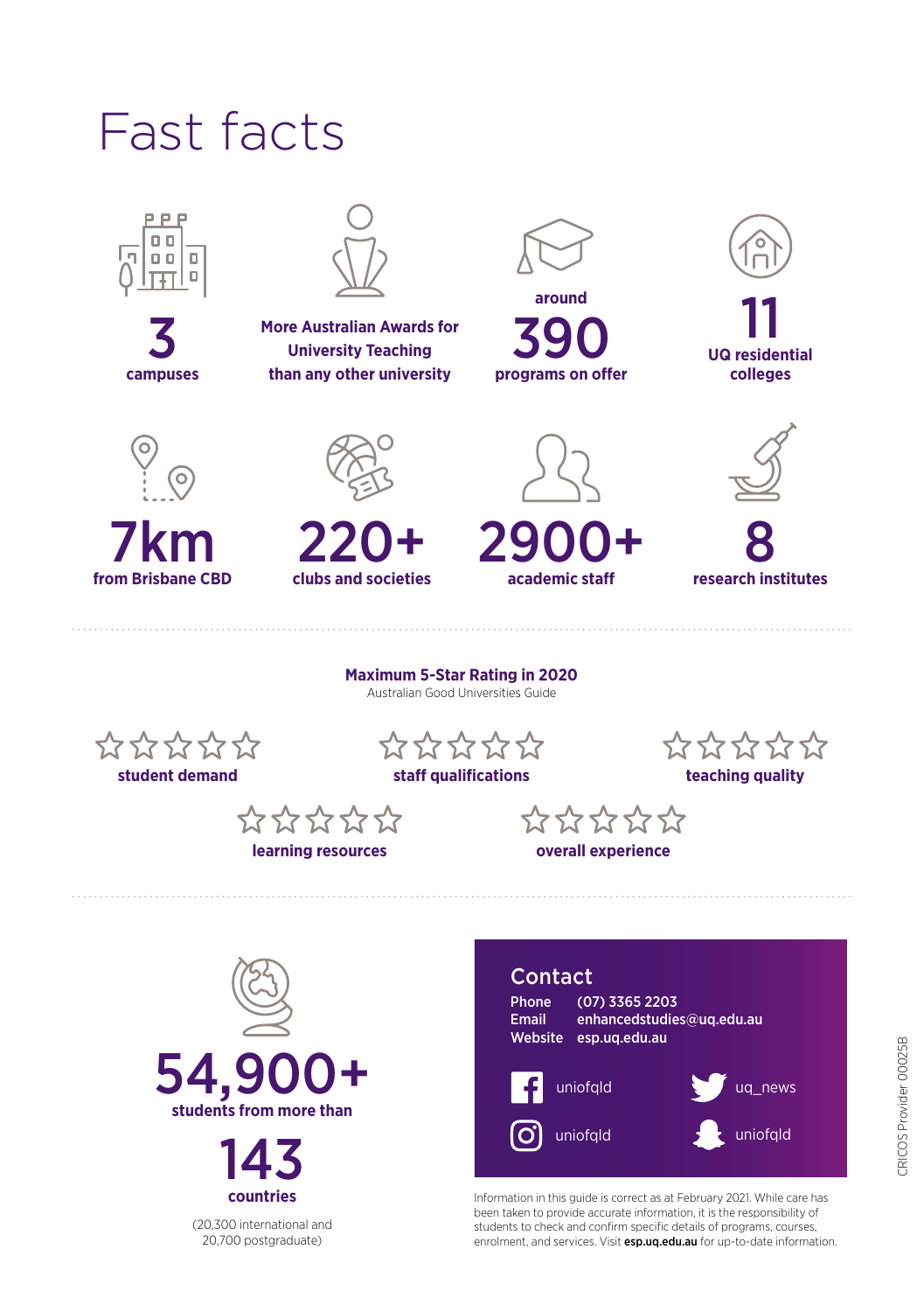# Fast facts

**3**
campuses

**More Australian Awards for University Teaching than any other university**

around
**390**
programs on offer

**11**
UQ residential colleges

**7km**
from Brisbane CBD

**220+**
clubs and societies

**2900+**
academic staff

**8**
research institutes

**Maximum 5-Star Rating in 2020**
Australian Good Universities Guide

☆☆☆☆☆ **student demand**

☆☆☆☆☆ **staff qualifications**

☆☆☆☆☆ **teaching quality**

☆☆☆☆☆ **learning resources**

☆☆☆☆☆ **overall experience**

**54,900+**
students from more than
**143**
countries

(20,300 international and 20,700 postgraduate)

## Contact

Phone (07) 3365 2203
Email enhancedstudies@uq.edu.au
Website esp.uq.edu.au

Facebook: uniofqld
Twitter: uq_news
Instagram: uniofqld
Snapchat: uniofqld

Information in this guide is correct as at February 2021. While care has been taken to provide accurate information, it is the responsibility of students to check and confirm specific details of programs, courses, enrolment, and services. Visit **esp.uq.edu.au** for up-to-date information.

CRICOS Provider 00025B